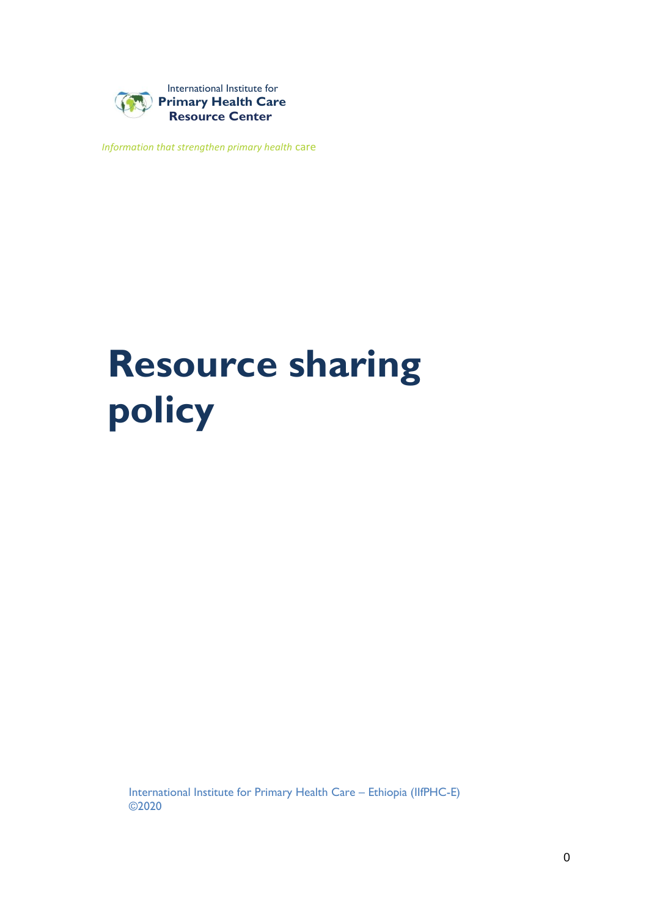International Institute for
**Primary Health Care**
**Resource Center**

*Information that strengthen primary health care*

# Resource sharing policy

International Institute for Primary Health Care – Ethiopia (IIfPHC-E)
©2020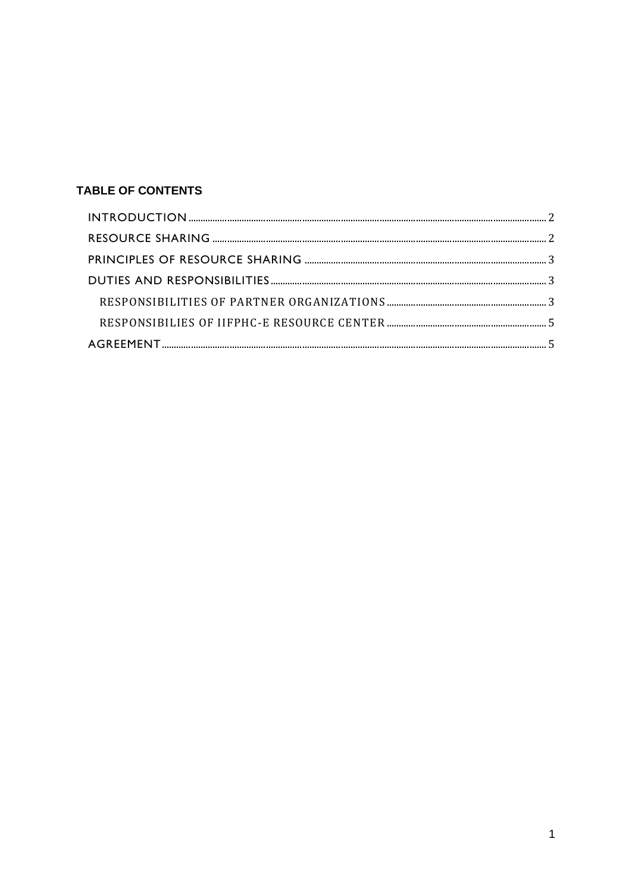**TABLE OF CONTENTS**

- INTRODUCTION ........................................................................................................................ 2
- RESOURCE SHARING ............................................................................................................... 2
- PRINCIPLES OF RESOURCE SHARING ................................................................................... 3
- DUTIES AND RESPONSIBILITIES ............................................................................................. 3
  - RESPONSIBILITIES OF PARTNER ORGANIZATIONS .............................................................. 3
  - RESPONSIBILIES OF IIFPHC-E RESOURCE CENTER .............................................................. 5
- AGREEMENT ............................................................................................................................ 5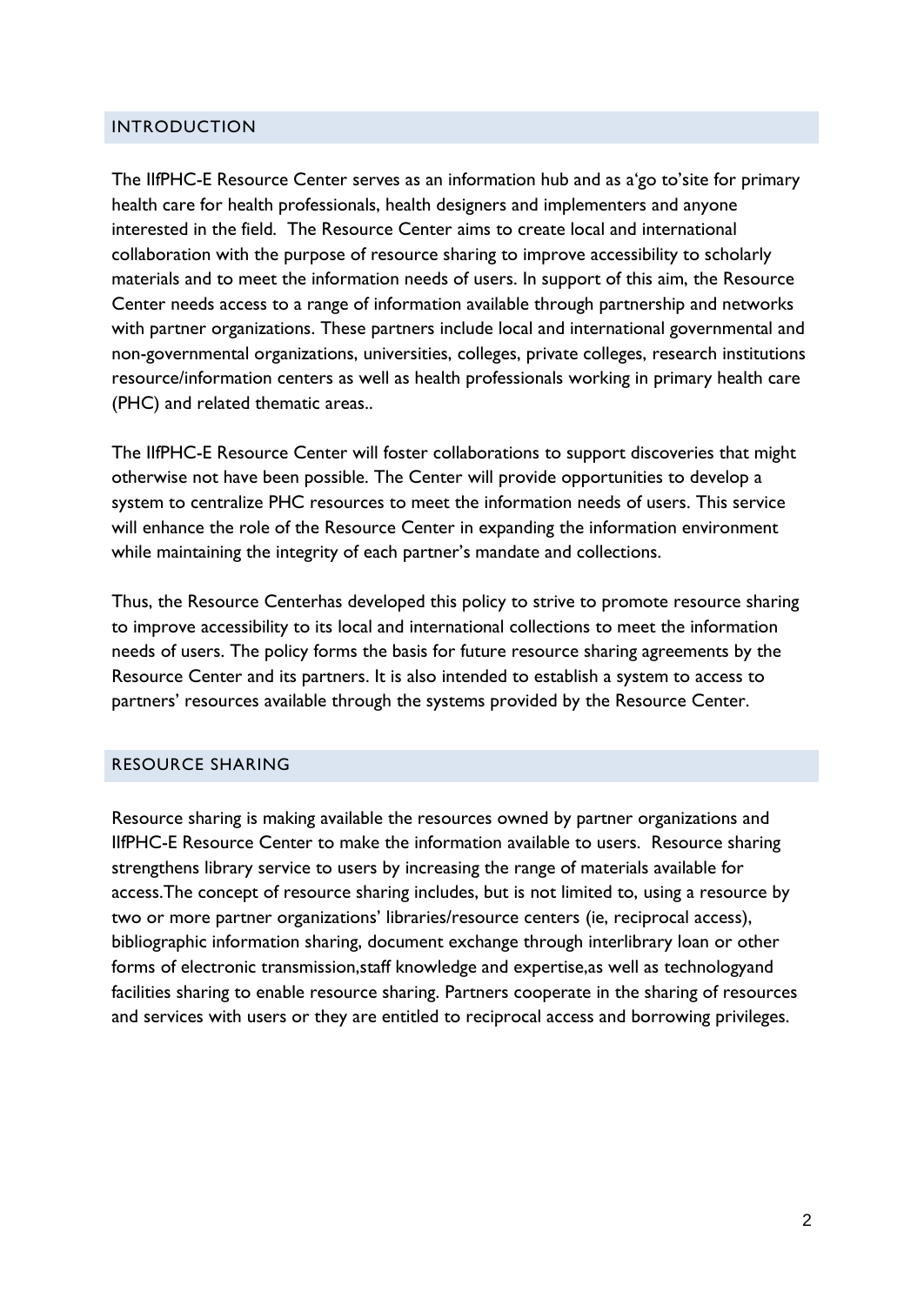## INTRODUCTION

The IIfPHC-E Resource Center serves as an information hub and as a'go to'site for primary health care for health professionals, health designers and implementers and anyone interested in the field. The Resource Center aims to create local and international collaboration with the purpose of resource sharing to improve accessibility to scholarly materials and to meet the information needs of users. In support of this aim, the Resource Center needs access to a range of information available through partnership and networks with partner organizations. These partners include local and international governmental and non-governmental organizations, universities, colleges, private colleges, research institutions resource/information centers as well as health professionals working in primary health care (PHC) and related thematic areas..

The IIfPHC-E Resource Center will foster collaborations to support discoveries that might otherwise not have been possible. The Center will provide opportunities to develop a system to centralize PHC resources to meet the information needs of users. This service will enhance the role of the Resource Center in expanding the information environment while maintaining the integrity of each partner's mandate and collections.

Thus, the Resource Centerhas developed this policy to strive to promote resource sharing to improve accessibility to its local and international collections to meet the information needs of users. The policy forms the basis for future resource sharing agreements by the Resource Center and its partners. It is also intended to establish a system to access to partners' resources available through the systems provided by the Resource Center.

## RESOURCE SHARING

Resource sharing is making available the resources owned by partner organizations and IIfPHC-E Resource Center to make the information available to users. Resource sharing strengthens library service to users by increasing the range of materials available for access.The concept of resource sharing includes, but is not limited to, using a resource by two or more partner organizations' libraries/resource centers (ie, reciprocal access), bibliographic information sharing, document exchange through interlibrary loan or other forms of electronic transmission,staff knowledge and expertise,as well as technologyand facilities sharing to enable resource sharing. Partners cooperate in the sharing of resources and services with users or they are entitled to reciprocal access and borrowing privileges.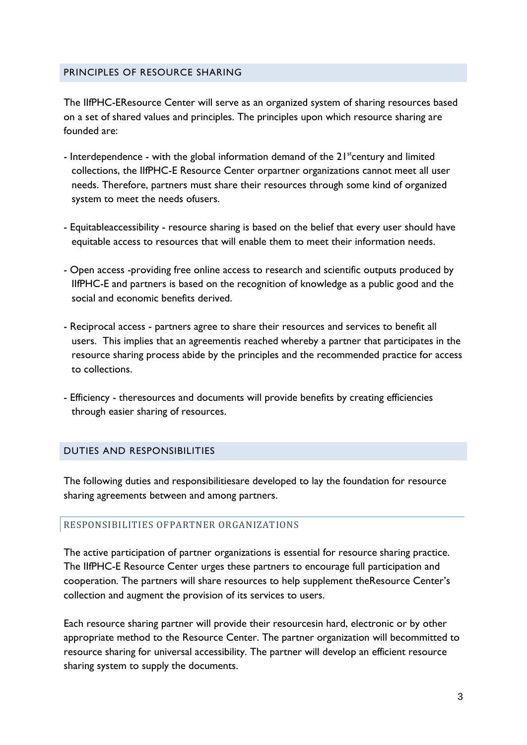## PRINCIPLES OF RESOURCE SHARING

The IIfPHC-EResource Center will serve as an organized system of sharing resources based on a set of shared values and principles. The principles upon which resource sharing are founded are:

- Interdependence - with the global information demand of the 21[st]century and limited collections, the IIfPHC-E Resource Center orpartner organizations cannot meet all user needs. Therefore, partners must share their resources through some kind of organized system to meet the needs ofusers.

- Equitableaccessibility - resource sharing is based on the belief that every user should have equitable access to resources that will enable them to meet their information needs.

- Open access -providing free online access to research and scientific outputs produced by IIfPHC-E and partners is based on the recognition of knowledge as a public good and the social and economic benefits derived.

- Reciprocal access - partners agree to share their resources and services to benefit all users. This implies that an agreementis reached whereby a partner that participates in the resource sharing process abide by the principles and the recommended practice for access to collections.

- Efficiency - theresources and documents will provide benefits by creating efficiencies through easier sharing of resources.

## DUTIES AND RESPONSIBILITIES

The following duties and responsibilitiesare developed to lay the foundation for resource sharing agreements between and among partners.

### RESPONSIBILITIES OFPARTNER ORGANIZATIONS

The active participation of partner organizations is essential for resource sharing practice. The IIfPHC-E Resource Center urges these partners to encourage full participation and cooperation. The partners will share resources to help supplement theResource Center's collection and augment the provision of its services to users.

Each resource sharing partner will provide their resourcesin hard, electronic or by other appropriate method to the Resource Center. The partner organization will becommitted to resource sharing for universal accessibility. The partner will develop an efficient resource sharing system to supply the documents.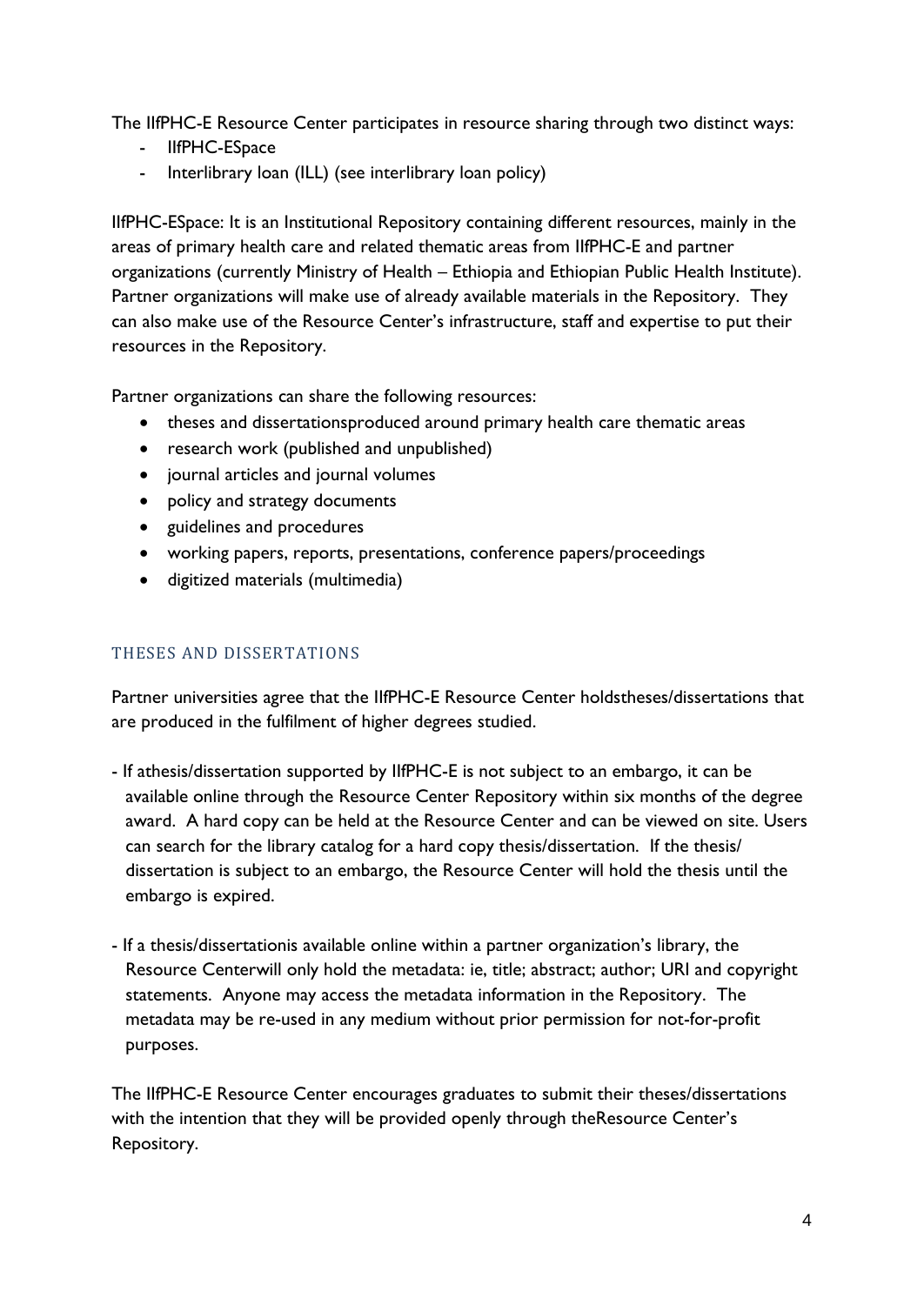The IIfPHC-E Resource Center participates in resource sharing through two distinct ways:

- IIfPHC-ESpace
- Interlibrary loan (ILL) (see interlibrary loan policy)

IIfPHC-ESpace: It is an Institutional Repository containing different resources, mainly in the areas of primary health care and related thematic areas from IIfPHC-E and partner organizations (currently Ministry of Health – Ethiopia and Ethiopian Public Health Institute). Partner organizations will make use of already available materials in the Repository. They can also make use of the Resource Center's infrastructure, staff and expertise to put their resources in the Repository.

Partner organizations can share the following resources:

- theses and dissertationsproduced around primary health care thematic areas
- research work (published and unpublished)
- journal articles and journal volumes
- policy and strategy documents
- guidelines and procedures
- working papers, reports, presentations, conference papers/proceedings
- digitized materials (multimedia)

## THESES AND DISSERTATIONS

Partner universities agree that the IIfPHC-E Resource Center holdstheses/dissertations that are produced in the fulfilment of higher degrees studied.

- If athesis/dissertation supported by IIfPHC-E is not subject to an embargo, it can be available online through the Resource Center Repository within six months of the degree award. A hard copy can be held at the Resource Center and can be viewed on site. Users can search for the library catalog for a hard copy thesis/dissertation. If the thesis/ dissertation is subject to an embargo, the Resource Center will hold the thesis until the embargo is expired.

- If a thesis/dissertationis available online within a partner organization's library, the Resource Centerwill only hold the metadata: ie, title; abstract; author; URI and copyright statements. Anyone may access the metadata information in the Repository. The metadata may be re-used in any medium without prior permission for not-for-profit purposes.

The IIfPHC-E Resource Center encourages graduates to submit their theses/dissertations with the intention that they will be provided openly through theResource Center's Repository.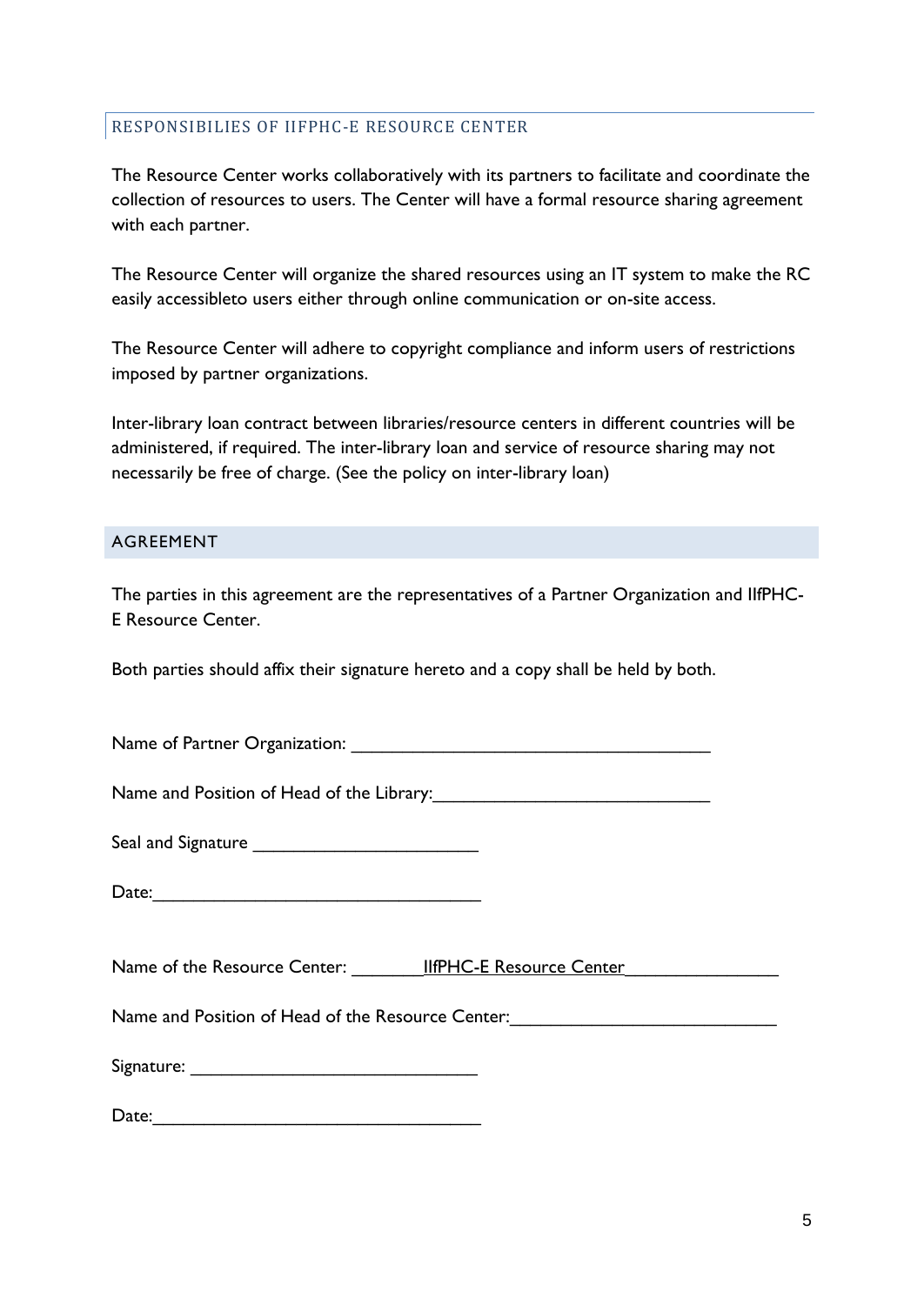## RESPONSIBILIES OF IIFPHC-E RESOURCE CENTER

The Resource Center works collaboratively with its partners to facilitate and coordinate the collection of resources to users. The Center will have a formal resource sharing agreement with each partner.

The Resource Center will organize the shared resources using an IT system to make the RC easily accessibleto users either through online communication or on-site access.

The Resource Center will adhere to copyright compliance and inform users of restrictions imposed by partner organizations.

Inter-library loan contract between libraries/resource centers in different countries will be administered, if required. The inter-library loan and service of resource sharing may not necessarily be free of charge. (See the policy on inter-library loan)

## AGREEMENT

The parties in this agreement are the representatives of a Partner Organization and IIfPHC-E Resource Center.

Both parties should affix their signature hereto and a copy shall be held by both.

Name of Partner Organization: ___________________________________

Name and Position of Head of the Library:___________________________

Seal and Signature ______________________

Date:________________________________

Name of the Resource Center: _______IIfPHC-E Resource Center_______________

Name and Position of Head of the Resource Center:__________________________

Signature: ____________________________

Date:________________________________